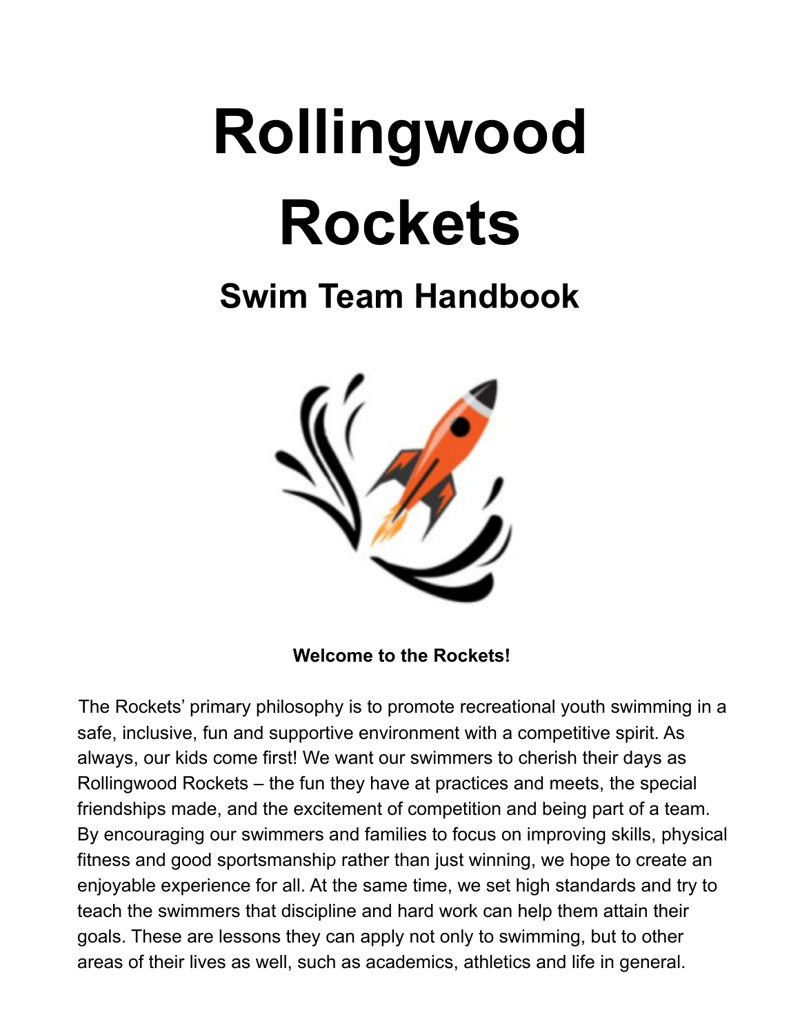# Rollingwood Rockets

## Swim Team Handbook

**Welcome to the Rockets!**

The Rockets' primary philosophy is to promote recreational youth swimming in a safe, inclusive, fun and supportive environment with a competitive spirit. As always, our kids come first! We want our swimmers to cherish their days as Rollingwood Rockets – the fun they have at practices and meets, the special friendships made, and the excitement of competition and being part of a team. By encouraging our swimmers and families to focus on improving skills, physical fitness and good sportsmanship rather than just winning, we hope to create an enjoyable experience for all. At the same time, we set high standards and try to teach the swimmers that discipline and hard work can help them attain their goals. These are lessons they can apply not only to swimming, but to other areas of their lives as well, such as academics, athletics and life in general.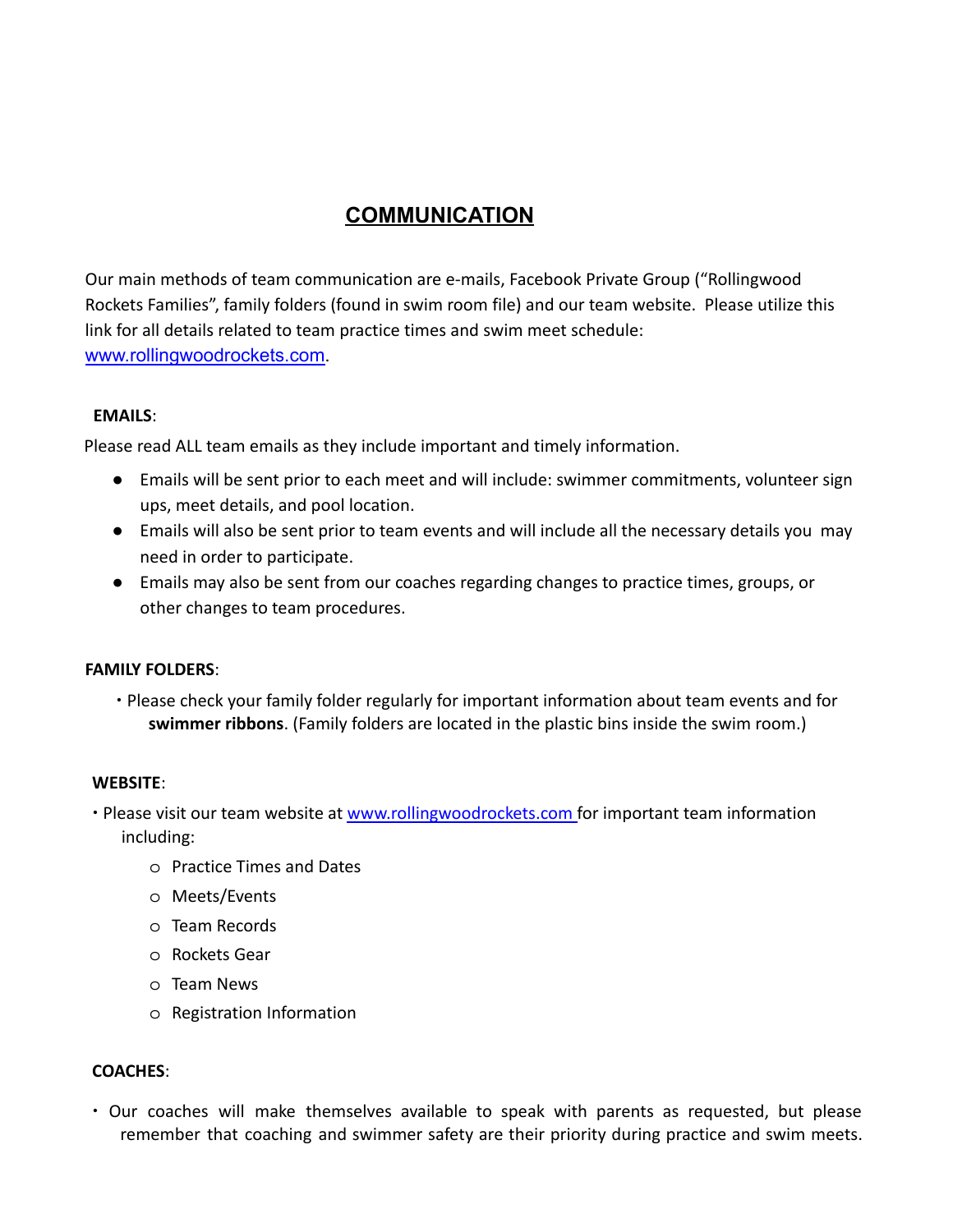# COMMUNICATION

Our main methods of team communication are e-mails, Facebook Private Group ("Rollingwood Rockets Families", family folders (found in swim room file) and our team website. Please utilize this link for all details related to team practice times and swim meet schedule: www.rollingwoodrockets.com.

**EMAILS**:

Please read ALL team emails as they include important and timely information.

- Emails will be sent prior to each meet and will include: swimmer commitments, volunteer sign ups, meet details, and pool location.
- Emails will also be sent prior to team events and will include all the necessary details you may need in order to participate.
- Emails may also be sent from our coaches regarding changes to practice times, groups, or other changes to team procedures.

**FAMILY FOLDERS**:

- Please check your family folder regularly for important information about team events and for **swimmer ribbons**. (Family folders are located in the plastic bins inside the swim room.)

**WEBSITE**:

- Please visit our team website at www.rollingwoodrockets.com for important team information including:
  - Practice Times and Dates
  - Meets/Events
  - Team Records
  - Rockets Gear
  - Team News
  - Registration Information

**COACHES**:

- Our coaches will make themselves available to speak with parents as requested, but please remember that coaching and swimmer safety are their priority during practice and swim meets.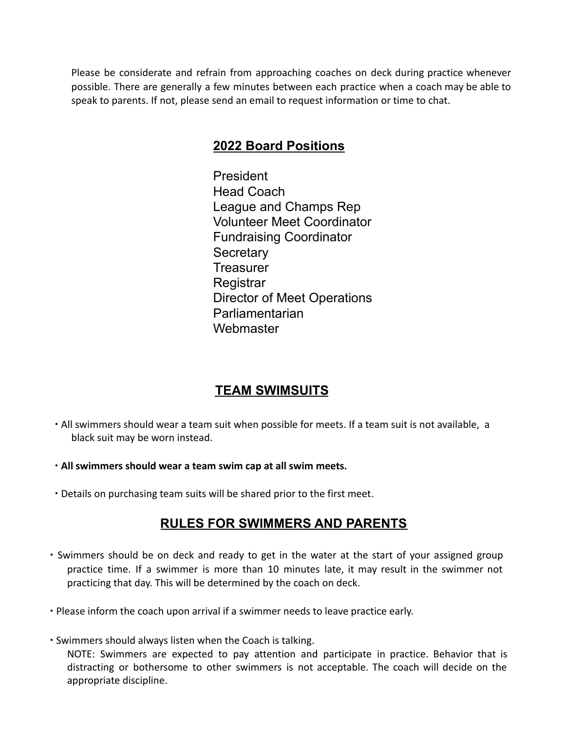Please be considerate and refrain from approaching coaches on deck during practice whenever possible. There are generally a few minutes between each practice when a coach may be able to speak to parents. If not, please send an email to request information or time to chat.

## 2022 Board Positions

President
Head Coach
League and Champs Rep
Volunteer Meet Coordinator
Fundraising Coordinator
Secretary
Treasurer
Registrar
Director of Meet Operations
Parliamentarian
Webmaster

## TEAM SWIMSUITS

- All swimmers should wear a team suit when possible for meets. If a team suit is not available, a black suit may be worn instead.
- **All swimmers should wear a team swim cap at all swim meets.**
- Details on purchasing team suits will be shared prior to the first meet.

## RULES FOR SWIMMERS AND PARENTS

- Swimmers should be on deck and ready to get in the water at the start of your assigned group practice time. If a swimmer is more than 10 minutes late, it may result in the swimmer not practicing that day. This will be determined by the coach on deck.
- Please inform the coach upon arrival if a swimmer needs to leave practice early.
- Swimmers should always listen when the Coach is talking.
  NOTE: Swimmers are expected to pay attention and participate in practice. Behavior that is distracting or bothersome to other swimmers is not acceptable. The coach will decide on the appropriate discipline.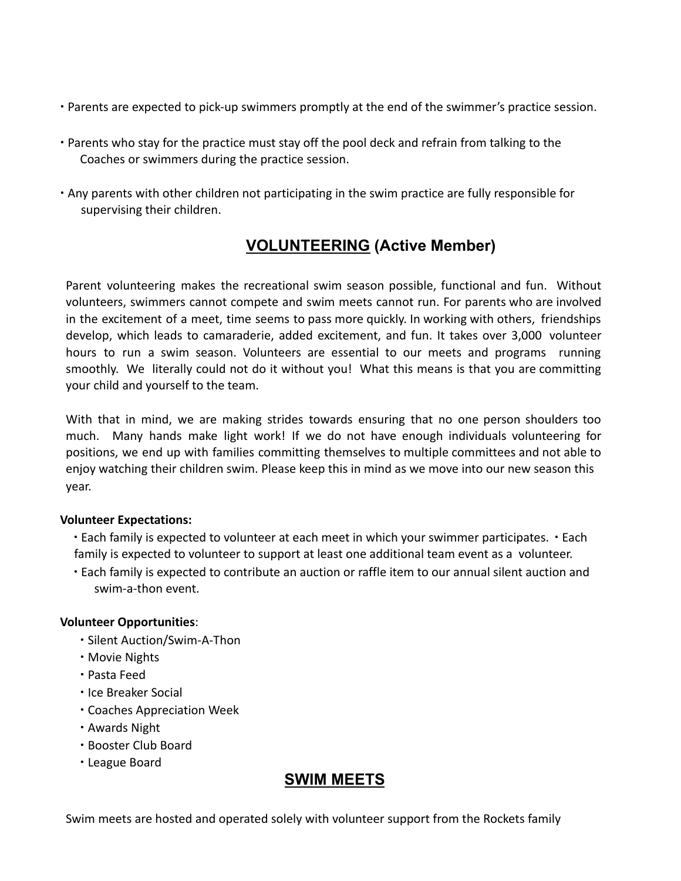- Parents are expected to pick-up swimmers promptly at the end of the swimmer's practice session.
- Parents who stay for the practice must stay off the pool deck and refrain from talking to the Coaches or swimmers during the practice session.
- Any parents with other children not participating in the swim practice are fully responsible for supervising their children.

## VOLUNTEERING (Active Member)

Parent volunteering makes the recreational swim season possible, functional and fun. Without volunteers, swimmers cannot compete and swim meets cannot run. For parents who are involved in the excitement of a meet, time seems to pass more quickly. In working with others, friendships develop, which leads to camaraderie, added excitement, and fun. It takes over 3,000 volunteer hours to run a swim season. Volunteers are essential to our meets and programs running smoothly. We literally could not do it without you! What this means is that you are committing your child and yourself to the team.

With that in mind, we are making strides towards ensuring that no one person shoulders too much. Many hands make light work! If we do not have enough individuals volunteering for positions, we end up with families committing themselves to multiple committees and not able to enjoy watching their children swim. Please keep this in mind as we move into our new season this year.

**Volunteer Expectations:**

- Each family is expected to volunteer at each meet in which your swimmer participates.
- Each family is expected to volunteer to support at least one additional team event as a volunteer.
- Each family is expected to contribute an auction or raffle item to our annual silent auction and swim-a-thon event.

**Volunteer Opportunities**:

- Silent Auction/Swim-A-Thon
- Movie Nights
- Pasta Feed
- Ice Breaker Social
- Coaches Appreciation Week
- Awards Night
- Booster Club Board
- League Board

## SWIM MEETS

Swim meets are hosted and operated solely with volunteer support from the Rockets family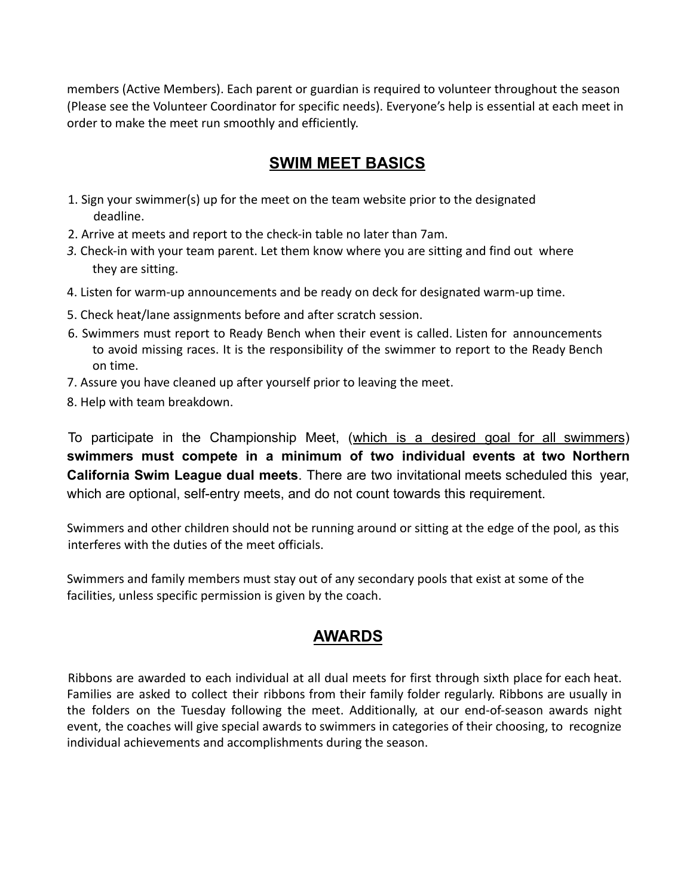members (Active Members). Each parent or guardian is required to volunteer throughout the season (Please see the Volunteer Coordinator for specific needs). Everyone's help is essential at each meet in order to make the meet run smoothly and efficiently.

## SWIM MEET BASICS

1. Sign your swimmer(s) up for the meet on the team website prior to the designated deadline.
2. Arrive at meets and report to the check-in table no later than 7am.
3. Check-in with your team parent. Let them know where you are sitting and find out where they are sitting.
4. Listen for warm-up announcements and be ready on deck for designated warm-up time.
5. Check heat/lane assignments before and after scratch session.
6. Swimmers must report to Ready Bench when their event is called. Listen for announcements to avoid missing races. It is the responsibility of the swimmer to report to the Ready Bench on time.
7. Assure you have cleaned up after yourself prior to leaving the meet.
8. Help with team breakdown.

To participate in the Championship Meet, (<u>which is a desired goal for all swimmers</u>) **swimmers must compete in a minimum of two individual events at two Northern California Swim League dual meets**. There are two invitational meets scheduled this year, which are optional, self-entry meets, and do not count towards this requirement.

Swimmers and other children should not be running around or sitting at the edge of the pool, as this interferes with the duties of the meet officials.

Swimmers and family members must stay out of any secondary pools that exist at some of the facilities, unless specific permission is given by the coach.

## AWARDS

Ribbons are awarded to each individual at all dual meets for first through sixth place for each heat. Families are asked to collect their ribbons from their family folder regularly. Ribbons are usually in the folders on the Tuesday following the meet. Additionally, at our end-of-season awards night event, the coaches will give special awards to swimmers in categories of their choosing, to recognize individual achievements and accomplishments during the season.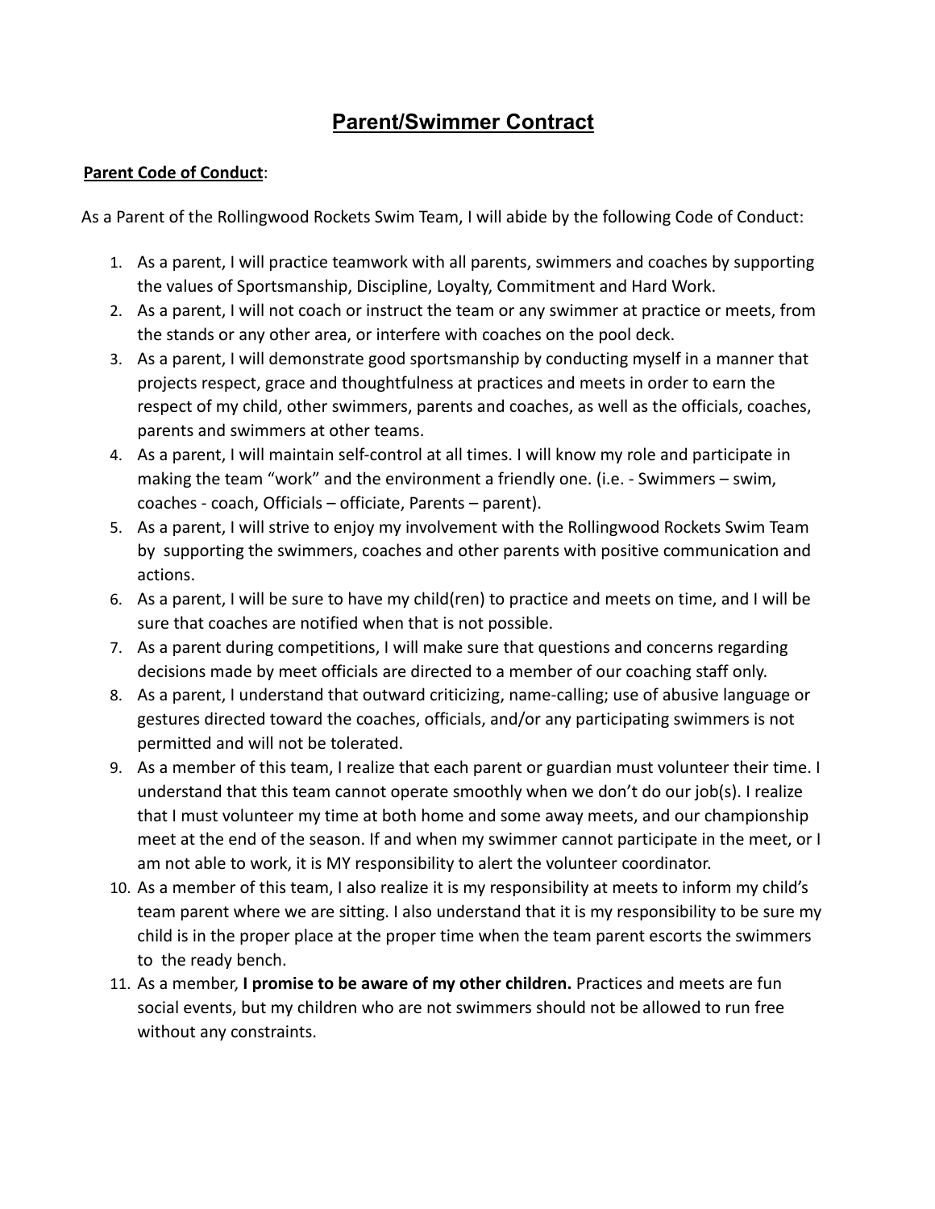# Parent/Swimmer Contract

**Parent Code of Conduct**:

As a Parent of the Rollingwood Rockets Swim Team, I will abide by the following Code of Conduct:

1. As a parent, I will practice teamwork with all parents, swimmers and coaches by supporting the values of Sportsmanship, Discipline, Loyalty, Commitment and Hard Work.
2. As a parent, I will not coach or instruct the team or any swimmer at practice or meets, from the stands or any other area, or interfere with coaches on the pool deck.
3. As a parent, I will demonstrate good sportsmanship by conducting myself in a manner that projects respect, grace and thoughtfulness at practices and meets in order to earn the respect of my child, other swimmers, parents and coaches, as well as the officials, coaches, parents and swimmers at other teams.
4. As a parent, I will maintain self-control at all times. I will know my role and participate in making the team "work" and the environment a friendly one. (i.e. - Swimmers – swim, coaches - coach, Officials – officiate, Parents – parent).
5. As a parent, I will strive to enjoy my involvement with the Rollingwood Rockets Swim Team by supporting the swimmers, coaches and other parents with positive communication and actions.
6. As a parent, I will be sure to have my child(ren) to practice and meets on time, and I will be sure that coaches are notified when that is not possible.
7. As a parent during competitions, I will make sure that questions and concerns regarding decisions made by meet officials are directed to a member of our coaching staff only.
8. As a parent, I understand that outward criticizing, name-calling; use of abusive language or gestures directed toward the coaches, officials, and/or any participating swimmers is not permitted and will not be tolerated.
9. As a member of this team, I realize that each parent or guardian must volunteer their time. I understand that this team cannot operate smoothly when we don't do our job(s). I realize that I must volunteer my time at both home and some away meets, and our championship meet at the end of the season. If and when my swimmer cannot participate in the meet, or I am not able to work, it is MY responsibility to alert the volunteer coordinator.
10. As a member of this team, I also realize it is my responsibility at meets to inform my child's team parent where we are sitting. I also understand that it is my responsibility to be sure my child is in the proper place at the proper time when the team parent escorts the swimmers to the ready bench.
11. As a member, **I promise to be aware of my other children.** Practices and meets are fun social events, but my children who are not swimmers should not be allowed to run free without any constraints.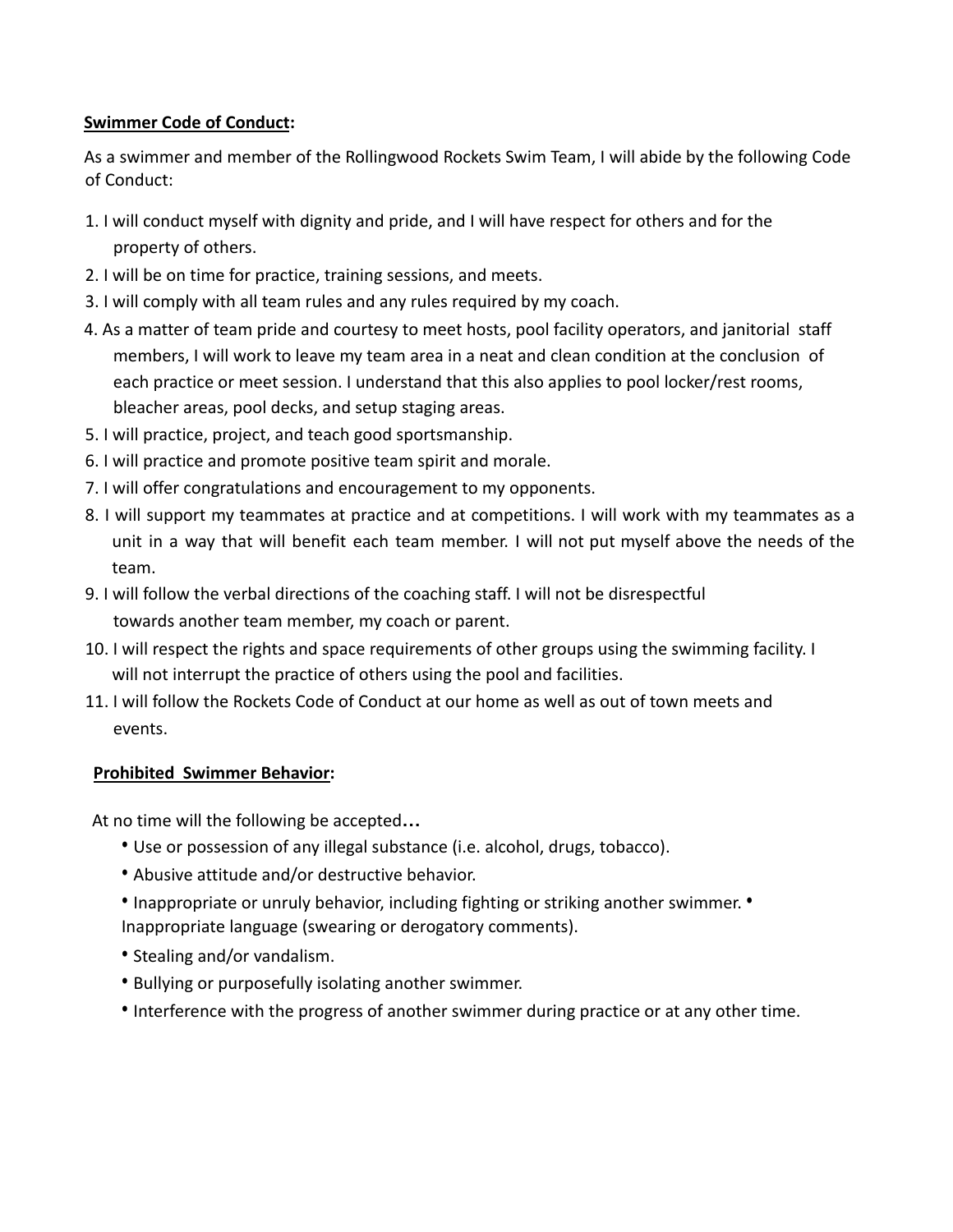**<u>Swimmer Code of Conduct</u>:**

As a swimmer and member of the Rollingwood Rockets Swim Team, I will abide by the following Code of Conduct:

1. I will conduct myself with dignity and pride, and I will have respect for others and for the property of others.
2. I will be on time for practice, training sessions, and meets.
3. I will comply with all team rules and any rules required by my coach.
4. As a matter of team pride and courtesy to meet hosts, pool facility operators, and janitorial staff members, I will work to leave my team area in a neat and clean condition at the conclusion of each practice or meet session. I understand that this also applies to pool locker/rest rooms, bleacher areas, pool decks, and setup staging areas.
5. I will practice, project, and teach good sportsmanship.
6. I will practice and promote positive team spirit and morale.
7. I will offer congratulations and encouragement to my opponents.
8. I will support my teammates at practice and at competitions. I will work with my teammates as a unit in a way that will benefit each team member. I will not put myself above the needs of the team.
9. I will follow the verbal directions of the coaching staff. I will not be disrespectful towards another team member, my coach or parent.
10. I will respect the rights and space requirements of other groups using the swimming facility. I will not interrupt the practice of others using the pool and facilities.
11. I will follow the Rockets Code of Conduct at our home as well as out of town meets and events.

**<u>Prohibited Swimmer Behavior</u>:**

At no time will the following be accepted…

- Use or possession of any illegal substance (i.e. alcohol, drugs, tobacco).
- Abusive attitude and/or destructive behavior.
- Inappropriate or unruly behavior, including fighting or striking another swimmer.
- Inappropriate language (swearing or derogatory comments).
- Stealing and/or vandalism.
- Bullying or purposefully isolating another swimmer.
- Interference with the progress of another swimmer during practice or at any other time.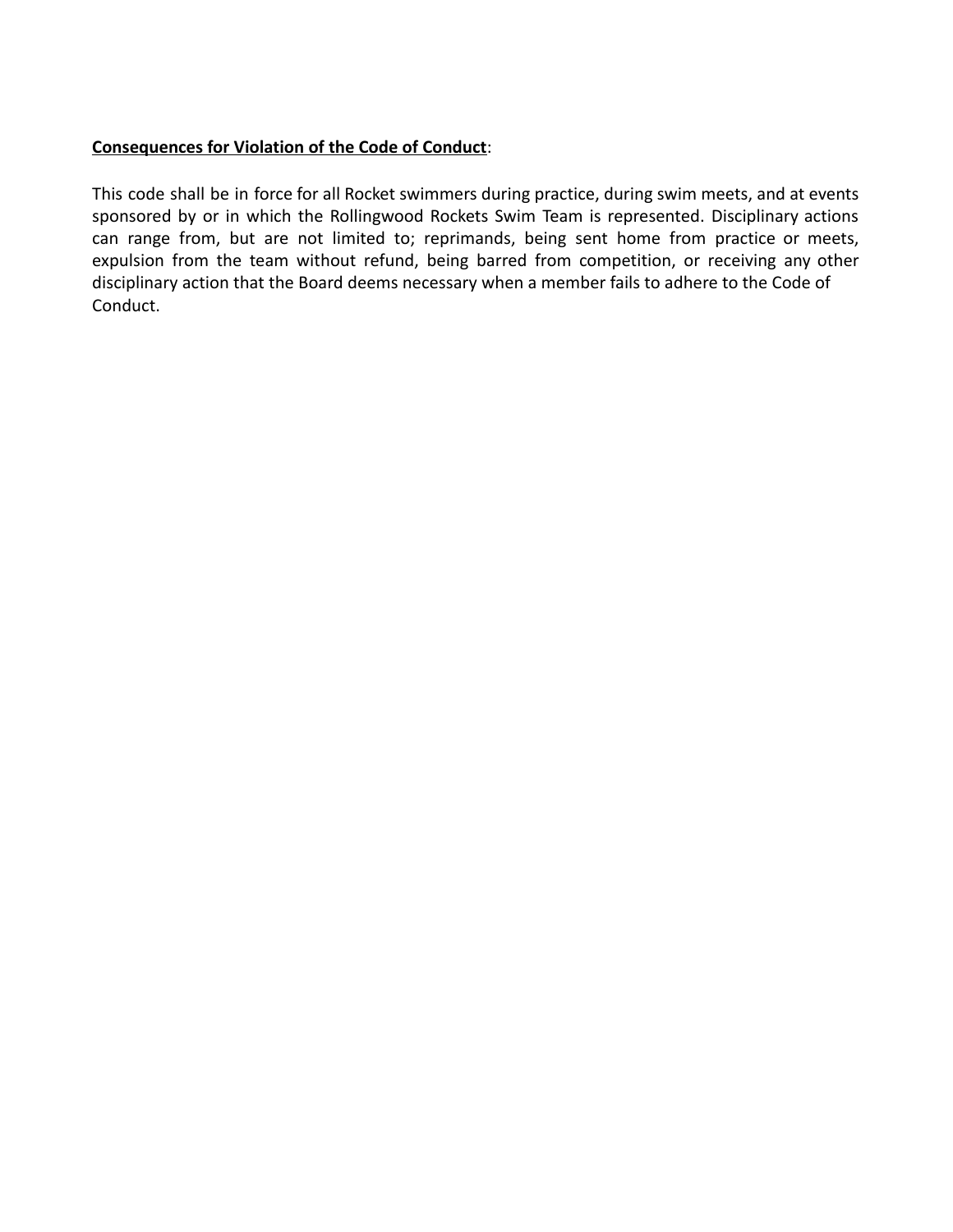**<u>Consequences for Violation of the Code of Conduct</u>**:

This code shall be in force for all Rocket swimmers during practice, during swim meets, and at events sponsored by or in which the Rollingwood Rockets Swim Team is represented. Disciplinary actions can range from, but are not limited to; reprimands, being sent home from practice or meets, expulsion from the team without refund, being barred from competition, or receiving any other disciplinary action that the Board deems necessary when a member fails to adhere to the Code of Conduct.